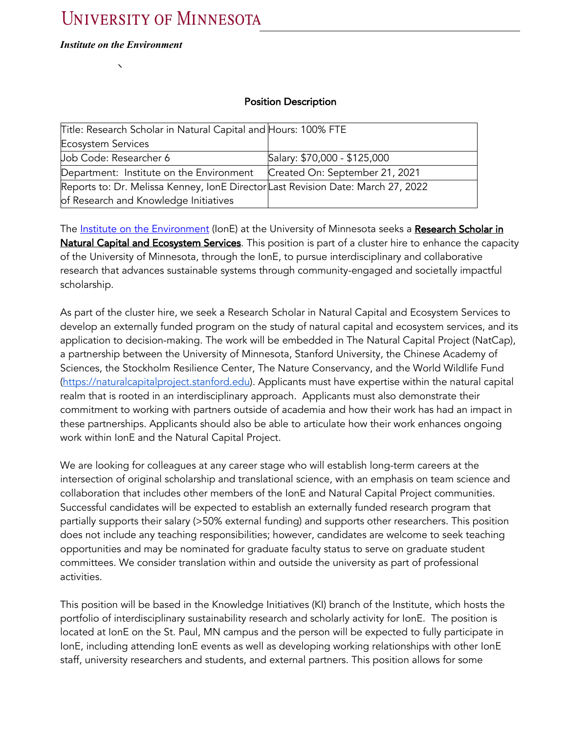# UNIVERSITY OF MINNESOTA

***Institute on the Environment***

`

## Position Description

| Title: Research Scholar in Natural Capital and Ecosystem Services | Hours: 100% FTE |
|---|---|
| Job Code: Researcher 6 | Salary: $70,000 - $125,000 |
| Department: Institute on the Environment | Created On: September 21, 2021 |
| Reports to: Dr. Melissa Kenney, IonE Director of Research and Knowledge Initiatives | Last Revision Date: March 27, 2022 |

The [Institute on the Environment](#) (IonE) at the University of Minnesota seeks a **Research Scholar in Natural Capital and Ecosystem Services**. This position is part of a cluster hire to enhance the capacity of the University of Minnesota, through the IonE, to pursue interdisciplinary and collaborative research that advances sustainable systems through community-engaged and societally impactful scholarship.

As part of the cluster hire, we seek a Research Scholar in Natural Capital and Ecosystem Services to develop an externally funded program on the study of natural capital and ecosystem services, and its application to decision-making. The work will be embedded in The Natural Capital Project (NatCap), a partnership between the University of Minnesota, Stanford University, the Chinese Academy of Sciences, the Stockholm Resilience Center, The Nature Conservancy, and the World Wildlife Fund (https://naturalcapitalproject.stanford.edu). Applicants must have expertise within the natural capital realm that is rooted in an interdisciplinary approach. Applicants must also demonstrate their commitment to working with partners outside of academia and how their work has had an impact in these partnerships. Applicants should also be able to articulate how their work enhances ongoing work within IonE and the Natural Capital Project.

We are looking for colleagues at any career stage who will establish long-term careers at the intersection of original scholarship and translational science, with an emphasis on team science and collaboration that includes other members of the IonE and Natural Capital Project communities. Successful candidates will be expected to establish an externally funded research program that partially supports their salary (>50% external funding) and supports other researchers. This position does not include any teaching responsibilities; however, candidates are welcome to seek teaching opportunities and may be nominated for graduate faculty status to serve on graduate student committees. We consider translation within and outside the university as part of professional activities.

This position will be based in the Knowledge Initiatives (KI) branch of the Institute, which hosts the portfolio of interdisciplinary sustainability research and scholarly activity for IonE. The position is located at IonE on the St. Paul, MN campus and the person will be expected to fully participate in IonE, including attending IonE events as well as developing working relationships with other IonE staff, university researchers and students, and external partners. This position allows for some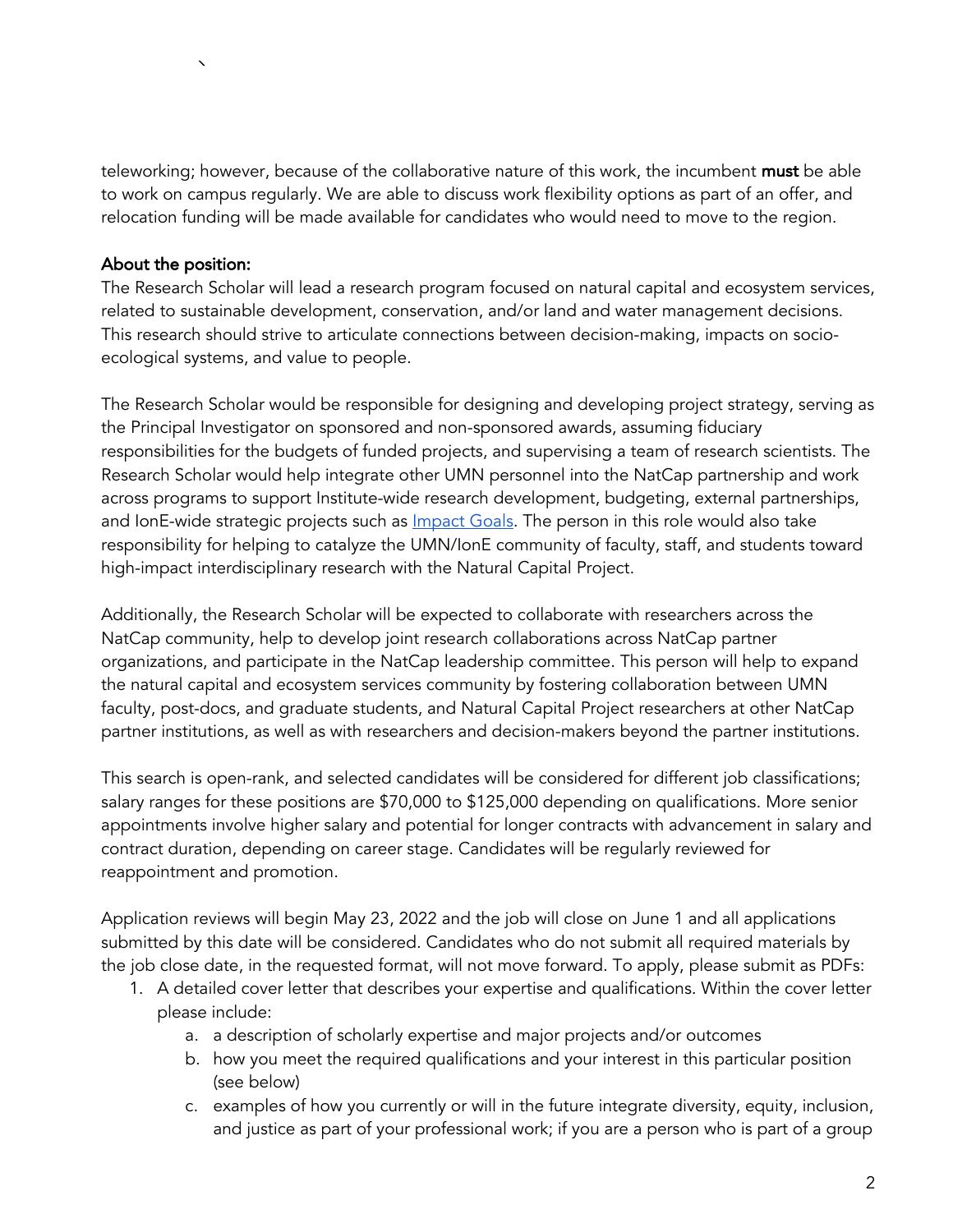teleworking; however, because of the collaborative nature of this work, the incumbent **must** be able to work on campus regularly. We are able to discuss work flexibility options as part of an offer, and relocation funding will be made available for candidates who would need to move to the region.

**About the position:**

The Research Scholar will lead a research program focused on natural capital and ecosystem services, related to sustainable development, conservation, and/or land and water management decisions. This research should strive to articulate connections between decision-making, impacts on socio-ecological systems, and value to people.

The Research Scholar would be responsible for designing and developing project strategy, serving as the Principal Investigator on sponsored and non-sponsored awards, assuming fiduciary responsibilities for the budgets of funded projects, and supervising a team of research scientists. The Research Scholar would help integrate other UMN personnel into the NatCap partnership and work across programs to support Institute-wide research development, budgeting, external partnerships, and IonE-wide strategic projects such as Impact Goals. The person in this role would also take responsibility for helping to catalyze the UMN/IonE community of faculty, staff, and students toward high-impact interdisciplinary research with the Natural Capital Project.

Additionally, the Research Scholar will be expected to collaborate with researchers across the NatCap community, help to develop joint research collaborations across NatCap partner organizations, and participate in the NatCap leadership committee. This person will help to expand the natural capital and ecosystem services community by fostering collaboration between UMN faculty, post-docs, and graduate students, and Natural Capital Project researchers at other NatCap partner institutions, as well as with researchers and decision-makers beyond the partner institutions.

This search is open-rank, and selected candidates will be considered for different job classifications; salary ranges for these positions are $70,000 to $125,000 depending on qualifications. More senior appointments involve higher salary and potential for longer contracts with advancement in salary and contract duration, depending on career stage. Candidates will be regularly reviewed for reappointment and promotion.

Application reviews will begin May 23, 2022 and the job will close on June 1 and all applications submitted by this date will be considered. Candidates who do not submit all required materials by the job close date, in the requested format, will not move forward. To apply, please submit as PDFs:

1. A detailed cover letter that describes your expertise and qualifications. Within the cover letter please include:
    a. a description of scholarly expertise and major projects and/or outcomes
    b. how you meet the required qualifications and your interest in this particular position (see below)
    c. examples of how you currently or will in the future integrate diversity, equity, inclusion, and justice as part of your professional work; if you are a person who is part of a group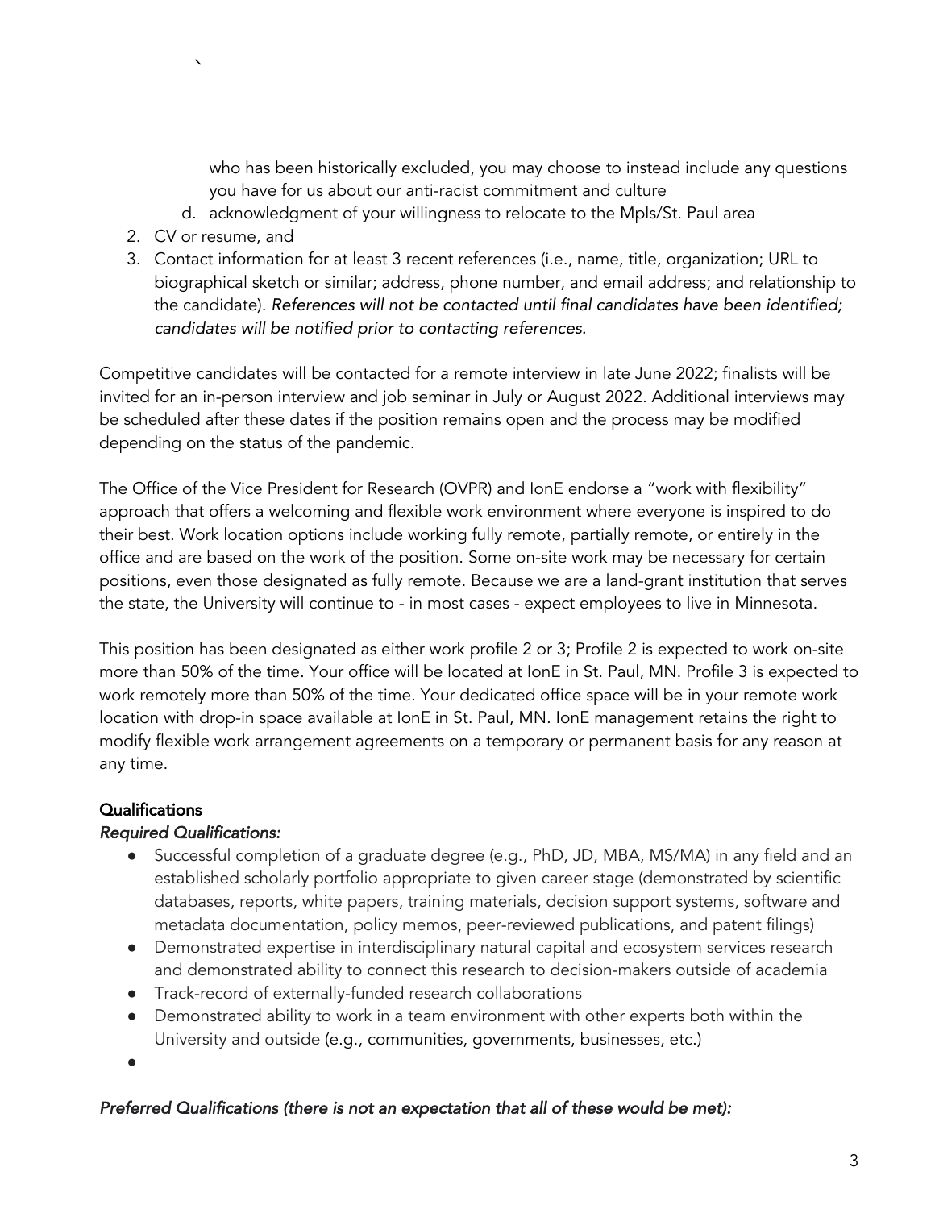who has been historically excluded, you may choose to instead include any questions you have for us about our anti-racist commitment and culture

   d. acknowledgment of your willingness to relocate to the Mpls/St. Paul area

2. CV or resume, and
3. Contact information for at least 3 recent references (i.e., name, title, organization; URL to biographical sketch or similar; address, phone number, and email address; and relationship to the candidate). *References will not be contacted until final candidates have been identified; candidates will be notified prior to contacting references.*

Competitive candidates will be contacted for a remote interview in late June 2022; finalists will be invited for an in-person interview and job seminar in July or August 2022. Additional interviews may be scheduled after these dates if the position remains open and the process may be modified depending on the status of the pandemic.

The Office of the Vice President for Research (OVPR) and IonE endorse a "work with flexibility" approach that offers a welcoming and flexible work environment where everyone is inspired to do their best. Work location options include working fully remote, partially remote, or entirely in the office and are based on the work of the position. Some on-site work may be necessary for certain positions, even those designated as fully remote. Because we are a land-grant institution that serves the state, the University will continue to - in most cases - expect employees to live in Minnesota.

This position has been designated as either work profile 2 or 3; Profile 2 is expected to work on-site more than 50% of the time. Your office will be located at IonE in St. Paul, MN. Profile 3 is expected to work remotely more than 50% of the time. Your dedicated office space will be in your remote work location with drop-in space available at IonE in St. Paul, MN. IonE management retains the right to modify flexible work arrangement agreements on a temporary or permanent basis for any reason at any time.

**Qualifications**

***Required Qualifications:***

- Successful completion of a graduate degree (e.g., PhD, JD, MBA, MS/MA) in any field and an established scholarly portfolio appropriate to given career stage (demonstrated by scientific databases, reports, white papers, training materials, decision support systems, software and metadata documentation, policy memos, peer-reviewed publications, and patent filings)
- Demonstrated expertise in interdisciplinary natural capital and ecosystem services research and demonstrated ability to connect this research to decision-makers outside of academia
- Track-record of externally-funded research collaborations
- Demonstrated ability to work in a team environment with other experts both within the University and outside (e.g., communities, governments, businesses, etc.)
-

***Preferred Qualifications (there is not an expectation that all of these would be met):***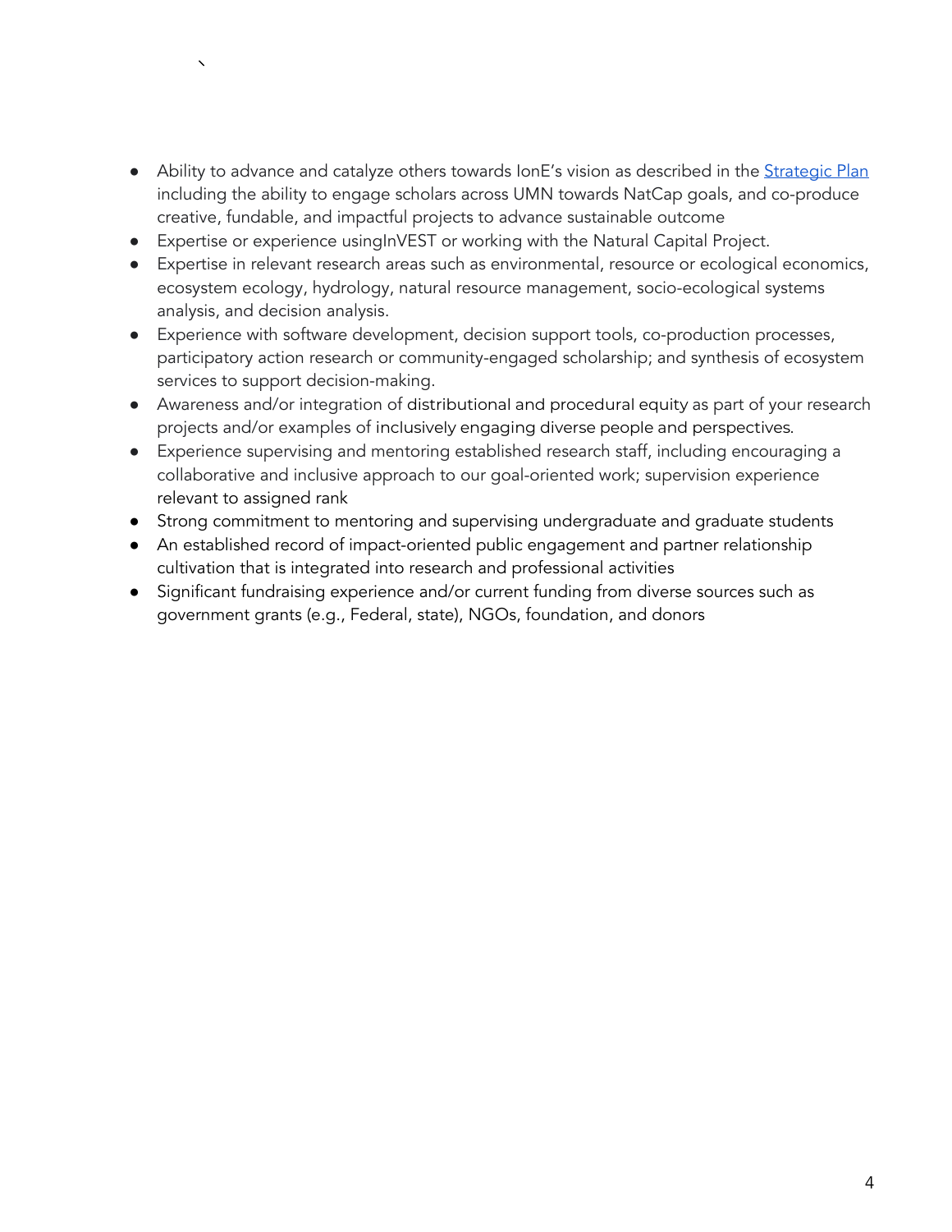- Ability to advance and catalyze others towards IonE's vision as described in the [Strategic Plan] including the ability to engage scholars across UMN towards NatCap goals, and co-produce creative, fundable, and impactful projects to advance sustainable outcome
- Expertise or experience usingInVEST or working with the Natural Capital Project.
- Expertise in relevant research areas such as environmental, resource or ecological economics, ecosystem ecology, hydrology, natural resource management, socio-ecological systems analysis, and decision analysis.
- Experience with software development, decision support tools, co-production processes, participatory action research or community-engaged scholarship; and synthesis of ecosystem services to support decision-making.
- Awareness and/or integration of distributional and procedural equity as part of your research projects and/or examples of inclusively engaging diverse people and perspectives.
- Experience supervising and mentoring established research staff, including encouraging a collaborative and inclusive approach to our goal-oriented work; supervision experience relevant to assigned rank
- Strong commitment to mentoring and supervising undergraduate and graduate students
- An established record of impact-oriented public engagement and partner relationship cultivation that is integrated into research and professional activities
- Significant fundraising experience and/or current funding from diverse sources such as government grants (e.g., Federal, state), NGOs, foundation, and donors